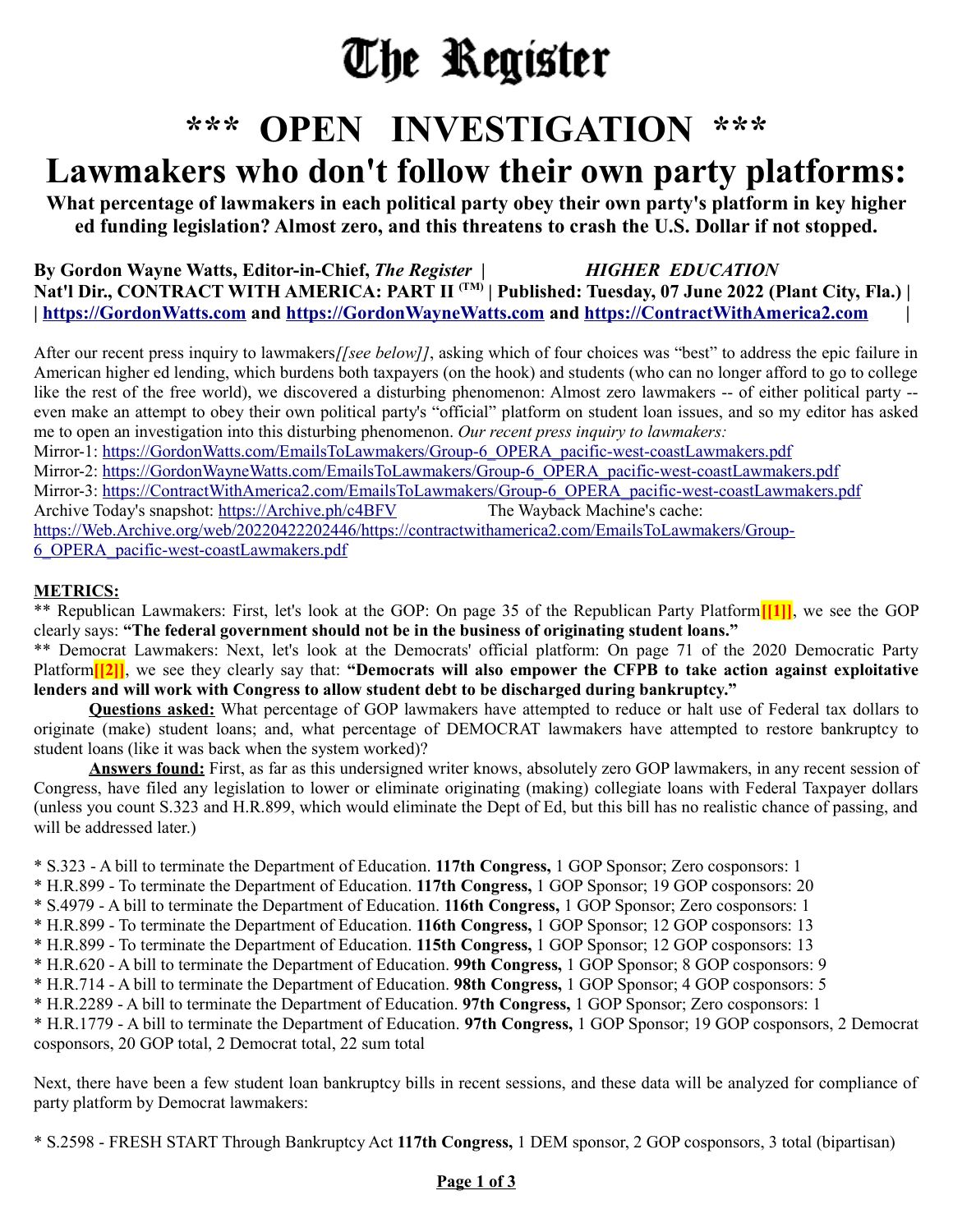# The Register

# *** OPEN INVESTIGATION ***

## Lawmakers who don't follow their own party platforms:

**What percentage of lawmakers in each political party obey their own party's platform in key higher ed funding legislation? Almost zero, and this threatens to crash the U.S. Dollar if not stopped.**

**By Gordon Wayne Watts, Editor-in-Chief, *The Register* | *HIGHER EDUCATION***
**Nat'l Dir., CONTRACT WITH AMERICA: PART II (TM) | Published: Tuesday, 07 June 2022 (Plant City, Fla.) |**
**| https://GordonWatts.com and https://GordonWayneWatts.com and https://ContractWithAmerica2.com |**

After our recent press inquiry to lawmakers*[[see below]]*, asking which of four choices was "best" to address the epic failure in American higher ed lending, which burdens both taxpayers (on the hook) and students (who can no longer afford to go to college like the rest of the free world), we discovered a disturbing phenomenon: Almost zero lawmakers -- of either political party -- even make an attempt to obey their own political party's "official" platform on student loan issues, and so my editor has asked me to open an investigation into this disturbing phenomenon. *Our recent press inquiry to lawmakers:*

Mirror-1: https://GordonWatts.com/EmailsToLawmakers/Group-6_OPERA_pacific-west-coastLawmakers.pdf
Mirror-2: https://GordonWayneWatts.com/EmailsToLawmakers/Group-6_OPERA_pacific-west-coastLawmakers.pdf
Mirror-3: https://ContractWithAmerica2.com/EmailsToLawmakers/Group-6_OPERA_pacific-west-coastLawmakers.pdf
Archive Today's snapshot: https://Archive.ph/c4BFV The Wayback Machine's cache:
https://Web.Archive.org/web/20220422202446/https://contractwithamerica2.com/EmailsToLawmakers/Group-6_OPERA_pacific-west-coastLawmakers.pdf

**METRICS:**

** Republican Lawmakers: First, let's look at the GOP: On page 35 of the Republican Party Platform**[[1]]**, we see the GOP clearly says: **"The federal government should not be in the business of originating student loans."**

** Democrat Lawmakers: Next, let's look at the Democrats' official platform: On page 71 of the 2020 Democratic Party Platform**[[2]]**, we see they clearly say that: **"Democrats will also empower the CFPB to take action against exploitative lenders and will work with Congress to allow student debt to be discharged during bankruptcy."**

**Questions asked:** What percentage of GOP lawmakers have attempted to reduce or halt use of Federal tax dollars to originate (make) student loans; and, what percentage of DEMOCRAT lawmakers have attempted to restore bankruptcy to student loans (like it was back when the system worked)?

**Answers found:** First, as far as this undersigned writer knows, absolutely zero GOP lawmakers, in any recent session of Congress, have filed any legislation to lower or eliminate originating (making) collegiate loans with Federal Taxpayer dollars (unless you count S.323 and H.R.899, which would eliminate the Dept of Ed, but this bill has no realistic chance of passing, and will be addressed later.)

* S.323 - A bill to terminate the Department of Education. **117th Congress,** 1 GOP Sponsor; Zero cosponsors: 1
* H.R.899 - To terminate the Department of Education. **117th Congress,** 1 GOP Sponsor; 19 GOP cosponsors: 20
* S.4979 - A bill to terminate the Department of Education. **116th Congress,** 1 GOP Sponsor; Zero cosponsors: 1
* H.R.899 - To terminate the Department of Education. **116th Congress,** 1 GOP Sponsor; 12 GOP cosponsors: 13
* H.R.899 - To terminate the Department of Education. **115th Congress,** 1 GOP Sponsor; 12 GOP cosponsors: 13
* H.R.620 - A bill to terminate the Department of Education. **99th Congress,** 1 GOP Sponsor; 8 GOP cosponsors: 9
* H.R.714 - A bill to terminate the Department of Education. **98th Congress,** 1 GOP Sponsor; 4 GOP cosponsors: 5
* H.R.2289 - A bill to terminate the Department of Education. **97th Congress,** 1 GOP Sponsor; Zero cosponsors: 1
* H.R.1779 - A bill to terminate the Department of Education. **97th Congress,** 1 GOP Sponsor; 19 GOP cosponsors, 2 Democrat cosponsors, 20 GOP total, 2 Democrat total, 22 sum total

Next, there have been a few student loan bankruptcy bills in recent sessions, and these data will be analyzed for compliance of party platform by Democrat lawmakers:

* S.2598 - FRESH START Through Bankruptcy Act **117th Congress,** 1 DEM sponsor, 2 GOP cosponsors, 3 total (bipartisan)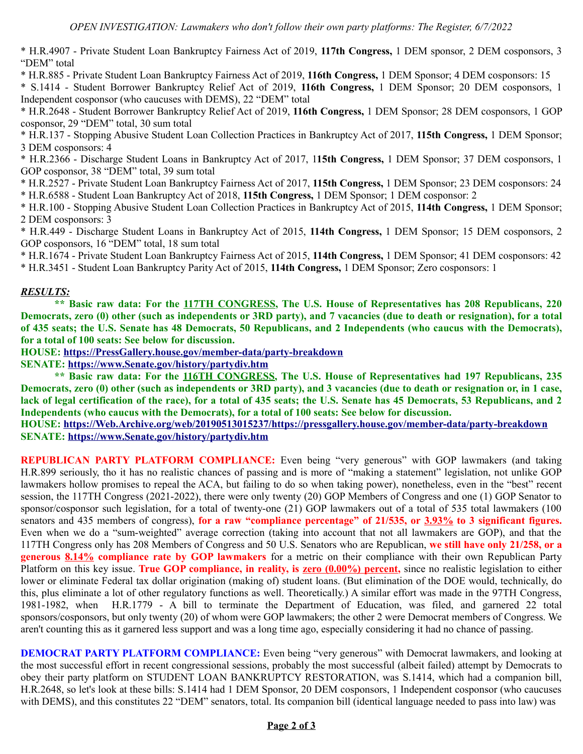* H.R.4907 - Private Student Loan Bankruptcy Fairness Act of 2019, **117th Congress,** 1 DEM sponsor, 2 DEM cosponsors, 3 "DEM" total
* H.R.885 - Private Student Loan Bankruptcy Fairness Act of 2019, **116th Congress,** 1 DEM Sponsor; 4 DEM cosponsors: 15
* S.1414 - Student Borrower Bankruptcy Relief Act of 2019, **116th Congress,** 1 DEM Sponsor; 20 DEM cosponsors, 1 Independent cosponsor (who caucuses with DEMS), 22 "DEM" total
* H.R.2648 - Student Borrower Bankruptcy Relief Act of 2019, **116th Congress,** 1 DEM Sponsor; 28 DEM cosponsors, 1 GOP cosponsor, 29 "DEM" total, 30 sum total
* H.R.137 - Stopping Abusive Student Loan Collection Practices in Bankruptcy Act of 2017, **115th Congress,** 1 DEM Sponsor; 3 DEM cosponsors: 4
* H.R.2366 - Discharge Student Loans in Bankruptcy Act of 2017, 1**15th Congress,** 1 DEM Sponsor; 37 DEM cosponsors, 1 GOP cosponsor, 38 "DEM" total, 39 sum total
* H.R.2527 - Private Student Loan Bankruptcy Fairness Act of 2017, **115th Congress,** 1 DEM Sponsor; 23 DEM cosponsors: 24
* H.R.6588 - Student Loan Bankruptcy Act of 2018, **115th Congress,** 1 DEM Sponsor; 1 DEM cosponsor: 2
* H.R.100 - Stopping Abusive Student Loan Collection Practices in Bankruptcy Act of 2015, **114th Congress,** 1 DEM Sponsor; 2 DEM cosponsors: 3
* H.R.449 - Discharge Student Loans in Bankruptcy Act of 2015, **114th Congress,** 1 DEM Sponsor; 15 DEM cosponsors, 2 GOP cosponsors, 16 "DEM" total, 18 sum total
* H.R.1674 - Private Student Loan Bankruptcy Fairness Act of 2015, **114th Congress,** 1 DEM Sponsor; 41 DEM cosponsors: 42
* H.R.3451 - Student Loan Bankruptcy Parity Act of 2015, **114th Congress,** 1 DEM Sponsor; Zero cosponsors: 1

***RESULTS:***

**\*\* Basic raw data: For the 117TH CONGRESS, The U.S. House of Representatives has 208 Republicans, 220 Democrats, zero (0) other (such as independents or 3RD party), and 7 vacancies (due to death or resignation), for a total of 435 seats; the U.S. Senate has 48 Democrats, 50 Republicans, and 2 Independents (who caucus with the Democrats), for a total of 100 seats: See below for discussion.**

**HOUSE: https://PressGallery.house.gov/member-data/party-breakdown**

**SENATE: https://www.Senate.gov/history/partydiv.htm**

**\*\* Basic raw data: For the 116TH CONGRESS, The U.S. House of Representatives had 197 Republicans, 235 Democrats, zero (0) other (such as independents or 3RD party), and 3 vacancies (due to death or resignation or, in 1 case, lack of legal certification of the race), for a total of 435 seats; the U.S. Senate has 45 Democrats, 53 Republicans, and 2 Independents (who caucus with the Democrats), for a total of 100 seats: See below for discussion.**

**HOUSE: https://Web.Archive.org/web/20190513015237/https://pressgallery.house.gov/member-data/party-breakdown**

**SENATE: https://www.Senate.gov/history/partydiv.htm**

**REPUBLICAN PARTY PLATFORM COMPLIANCE:** Even being "very generous" with GOP lawmakers (and taking H.R.899 seriously, tho it has no realistic chances of passing and is more of "making a statement" legislation, not unlike GOP lawmakers hollow promises to repeal the ACA, but failing to do so when taking power), nonetheless, even in the "best" recent session, the 117TH Congress (2021-2022), there were only twenty (20) GOP Members of Congress and one (1) GOP Senator to sponsor/cosponsor such legislation, for a total of twenty-one (21) GOP lawmakers out of a total of 535 total lawmakers (100 senators and 435 members of congress), **for a raw "compliance percentage" of 21/535, or 3.93% to 3 significant figures.** Even when we do a "sum-weighted" average correction (taking into account that not all lawmakers are GOP), and that the 117TH Congress only has 208 Members of Congress and 50 U.S. Senators who are Republican, **we still have only 21/258, or a generous 8.14% compliance rate by GOP lawmakers** for a metric on their compliance with their own Republican Party Platform on this key issue. **True GOP compliance, in reality, is zero (0.00%) percent,** since no realistic legislation to either lower or eliminate Federal tax dollar origination (making of) student loans. (But elimination of the DOE would, technically, do this, plus eliminate a lot of other regulatory functions as well. Theoretically.) A similar effort was made in the 97TH Congress, 1981-1982, when H.R.1779 - A bill to terminate the Department of Education, was filed, and garnered 22 total sponsors/cosponsors, but only twenty (20) of whom were GOP lawmakers; the other 2 were Democrat members of Congress. We aren't counting this as it garnered less support and was a long time ago, especially considering it had no chance of passing.

**DEMOCRAT PARTY PLATFORM COMPLIANCE:** Even being "very generous" with Democrat lawmakers, and looking at the most successful effort in recent congressional sessions, probably the most successful (albeit failed) attempt by Democrats to obey their party platform on STUDENT LOAN BANKRUPTCY RESTORATION, was S.1414, which had a companion bill, H.R.2648, so let's look at these bills: S.1414 had 1 DEM Sponsor, 20 DEM cosponsors, 1 Independent cosponsor (who caucuses with DEMS), and this constitutes 22 "DEM" senators, total. Its companion bill (identical language needed to pass into law) was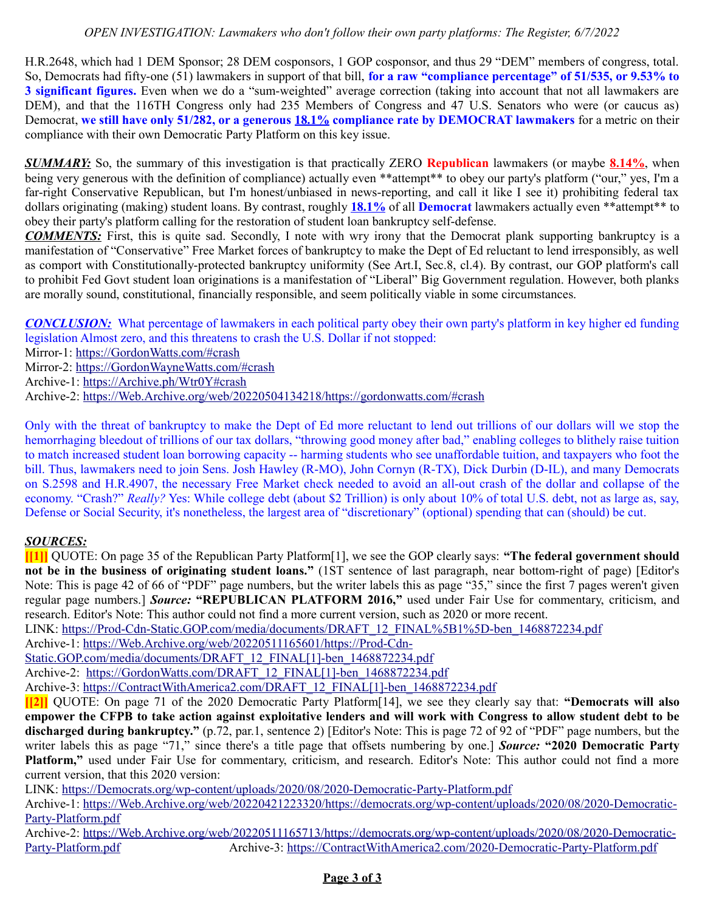H.R.2648, which had 1 DEM Sponsor; 28 DEM cosponsors, 1 GOP cosponsor, and thus 29 "DEM" members of congress, total. So, Democrats had fifty-one (51) lawmakers in support of that bill, **for a raw "compliance percentage" of 51/535, or 9.53% to 3 significant figures.** Even when we do a "sum-weighted" average correction (taking into account that not all lawmakers are DEM), and that the 116TH Congress only had 235 Members of Congress and 47 U.S. Senators who were (or caucus as) Democrat, **we still have only 51/282, or a generous <u>18.1%</u> compliance rate by DEMOCRAT lawmakers** for a metric on their compliance with their own Democratic Party Platform on this key issue.

***<u>SUMMARY:</u>*** So, the summary of this investigation is that practically ZERO **Republican** lawmakers (or maybe **<u>8.14%</u>**, when being very generous with the definition of compliance) actually even \*\*attempt\*\* to obey our party's platform ("our," yes, I'm a far-right Conservative Republican, but I'm honest/unbiased in news-reporting, and call it like I see it) prohibiting federal tax dollars originating (making) student loans. By contrast, roughly **<u>18.1%</u>** of all **Democrat** lawmakers actually even \*\*attempt\*\* to obey their party's platform calling for the restoration of student loan bankruptcy self-defense.

***<u>COMMENTS:</u>*** First, this is quite sad. Secondly, I note with wry irony that the Democrat plank supporting bankruptcy is a manifestation of "Conservative" Free Market forces of bankruptcy to make the Dept of Ed reluctant to lend irresponsibly, as well as comport with Constitutionally-protected bankruptcy uniformity (See Art.I, Sec.8, cl.4). By contrast, our GOP platform's call to prohibit Fed Govt student loan originations is a manifestation of "Liberal" Big Government regulation. However, both planks are morally sound, constitutional, financially responsible, and seem politically viable in some circumstances.

***<u>CONCLUSION:</u>*** What percentage of lawmakers in each political party obey their own party's platform in key higher ed funding legislation Almost zero, and this threatens to crash the U.S. Dollar if not stopped:

Mirror-1: https://GordonWatts.com/#crash
Mirror-2: https://GordonWayneWatts.com/#crash
Archive-1: https://Archive.ph/Wtr0Y#crash
Archive-2: https://Web.Archive.org/web/20220504134218/https://gordonwatts.com/#crash

Only with the threat of bankruptcy to make the Dept of Ed more reluctant to lend out trillions of our dollars will we stop the hemorrhaging bleedout of trillions of our tax dollars, "throwing good money after bad," enabling colleges to blithely raise tuition to match increased student loan borrowing capacity -- harming students who see unaffordable tuition, and taxpayers who foot the bill. Thus, lawmakers need to join Sens. Josh Hawley (R-MO), John Cornyn (R-TX), Dick Durbin (D-IL), and many Democrats on S.2598 and H.R.4907, the necessary Free Market check needed to avoid an all-out crash of the dollar and collapse of the economy. "Crash?" *Really?* Yes: While college debt (about $2 Trillion) is only about 10% of total U.S. debt, not as large as, say, Defense or Social Security, it's nonetheless, the largest area of "discretionary" (optional) spending that can (should) be cut.

## ***<u>SOURCES:</u>***

**[[1]]** QUOTE: On page 35 of the Republican Party Platform[1], we see the GOP clearly says: **"The federal government should not be in the business of originating student loans."** (1ST sentence of last paragraph, near bottom-right of page) [Editor's Note: This is page 42 of 66 of "PDF" page numbers, but the writer labels this as page "35," since the first 7 pages weren't given regular page numbers.] ***Source:*** **"REPUBLICAN PLATFORM 2016,"** used under Fair Use for commentary, criticism, and research. Editor's Note: This author could not find a more current version, such as 2020 or more recent.

LINK: https://Prod-Cdn-Static.GOP.com/media/documents/DRAFT_12_FINAL%5B1%5D-ben_1468872234.pdf
Archive-1: https://Web.Archive.org/web/20220511165601/https://Prod-Cdn-Static.GOP.com/media/documents/DRAFT_12_FINAL[1]-ben_1468872234.pdf
Archive-2: https://GordonWatts.com/DRAFT_12_FINAL[1]-ben_1468872234.pdf
Archive-3: https://ContractWithAmerica2.com/DRAFT_12_FINAL[1]-ben_1468872234.pdf

**[[2]]** QUOTE: On page 71 of the 2020 Democratic Party Platform[14], we see they clearly say that: **"Democrats will also empower the CFPB to take action against exploitative lenders and will work with Congress to allow student debt to be discharged during bankruptcy."** (p.72, par.1, sentence 2) [Editor's Note: This is page 72 of 92 of "PDF" page numbers, but the writer labels this as page "71," since there's a title page that offsets numbering by one.] ***Source:*** **"2020 Democratic Party Platform,"** used under Fair Use for commentary, criticism, and research. Editor's Note: This author could not find a more current version, that this 2020 version:

LINK: https://Democrats.org/wp-content/uploads/2020/08/2020-Democratic-Party-Platform.pdf
Archive-1: https://Web.Archive.org/web/20220421223320/https://democrats.org/wp-content/uploads/2020/08/2020-Democratic-Party-Platform.pdf
Archive-2: https://Web.Archive.org/web/20220511165713/https://democrats.org/wp-content/uploads/2020/08/2020-Democratic-Party-Platform.pdf
Archive-3: https://ContractWithAmerica2.com/2020-Democratic-Party-Platform.pdf